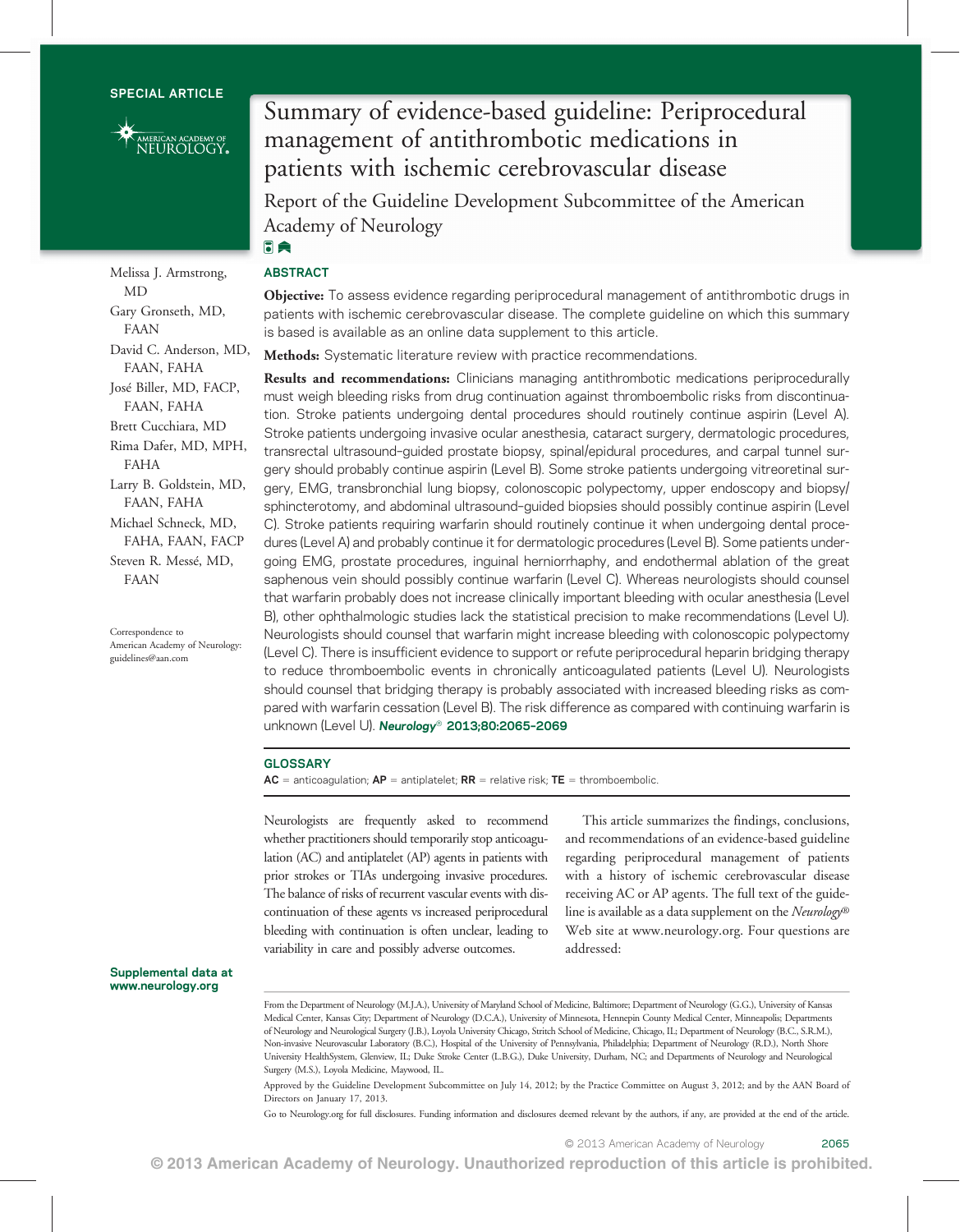SPECIAL ARTICLE

# Summary of evidence-based guideline: Periprocedural management of antithrombotic medications in patients with ischemic cerebrovascular disease

## Report of the Guideline Development Subcommittee of the American Academy of Neurology

Melissa J. Armstrong, MD
Gary Gronseth, MD, FAAN
David C. Anderson, MD, FAAN, FAHA
José Biller, MD, FACP, FAAN, FAHA
Brett Cucchiara, MD
Rima Dafer, MD, MPH, FAHA
Larry B. Goldstein, MD, FAAN, FAHA
Michael Schneck, MD, FAHA, FAAN, FACP
Steven R. Messé, MD, FAAN

Correspondence to American Academy of Neurology: guidelines@aan.com

### ABSTRACT

**Objective:** To assess evidence regarding periprocedural management of antithrombotic drugs in patients with ischemic cerebrovascular disease. The complete guideline on which this summary is based is available as an online data supplement to this article.

**Methods:** Systematic literature review with practice recommendations.

**Results and recommendations:** Clinicians managing antithrombotic medications periprocedurally must weigh bleeding risks from drug continuation against thromboembolic risks from discontinuation. Stroke patients undergoing dental procedures should routinely continue aspirin (Level A). Stroke patients undergoing invasive ocular anesthesia, cataract surgery, dermatologic procedures, transrectal ultrasound–guided prostate biopsy, spinal/epidural procedures, and carpal tunnel surgery should probably continue aspirin (Level B). Some stroke patients undergoing vitreoretinal surgery, EMG, transbronchial lung biopsy, colonoscopic polypectomy, upper endoscopy and biopsy/sphincterotomy, and abdominal ultrasound–guided biopsies should possibly continue aspirin (Level C). Stroke patients requiring warfarin should routinely continue it when undergoing dental procedures (Level A) and probably continue it for dermatologic procedures (Level B). Some patients undergoing EMG, prostate procedures, inguinal herniorrhaphy, and endothermal ablation of the great saphenous vein should possibly continue warfarin (Level C). Whereas neurologists should counsel that warfarin probably does not increase clinically important bleeding with ocular anesthesia (Level B), other ophthalmologic studies lack the statistical precision to make recommendations (Level U). Neurologists should counsel that warfarin might increase bleeding with colonoscopic polypectomy (Level C). There is insufficient evidence to support or refute periprocedural heparin bridging therapy to reduce thromboembolic events in chronically anticoagulated patients (Level U). Neurologists should counsel that bridging therapy is probably associated with increased bleeding risks as compared with warfarin cessation (Level B). The risk difference as compared with continuing warfarin is unknown (Level U). *Neurology*® **2013;80:2065–2069**

### GLOSSARY

**AC** = anticoagulation; **AP** = antiplatelet; **RR** = relative risk; **TE** = thromboembolic.

Neurologists are frequently asked to recommend whether practitioners should temporarily stop anticoagulation (AC) and antiplatelet (AP) agents in patients with prior strokes or TIAs undergoing invasive procedures. The balance of risks of recurrent vascular events with discontinuation of these agents vs increased periprocedural bleeding with continuation is often unclear, leading to variability in care and possibly adverse outcomes.

This article summarizes the findings, conclusions, and recommendations of an evidence-based guideline regarding periprocedural management of patients with a history of ischemic cerebrovascular disease receiving AC or AP agents. The full text of the guideline is available as a data supplement on the *Neurology*® Web site at www.neurology.org. Four questions are addressed:

**Supplemental data at www.neurology.org**

From the Department of Neurology (M.J.A.), University of Maryland School of Medicine, Baltimore; Department of Neurology (G.G.), University of Kansas Medical Center, Kansas City; Department of Neurology (D.C.A.), University of Minnesota, Hennepin County Medical Center, Minneapolis; Departments of Neurology and Neurological Surgery (J.B.), Loyola University Chicago, Stritch School of Medicine, Chicago, IL; Department of Neurology (B.C., S.R.M.), Non-invasive Neurovascular Laboratory (B.C.), Hospital of the University of Pennsylvania, Philadelphia; Department of Neurology (R.D.), North Shore University HealthSystem, Glenview, IL; Duke Stroke Center (L.B.G.), Duke University, Durham, NC; and Departments of Neurology and Neurological Surgery (M.S.), Loyola Medicine, Maywood, IL.

Approved by the Guideline Development Subcommittee on July 14, 2012; by the Practice Committee on August 3, 2012; and by the AAN Board of Directors on January 17, 2013.

Go to Neurology.org for full disclosures. Funding information and disclosures deemed relevant by the authors, if any, are provided at the end of the article.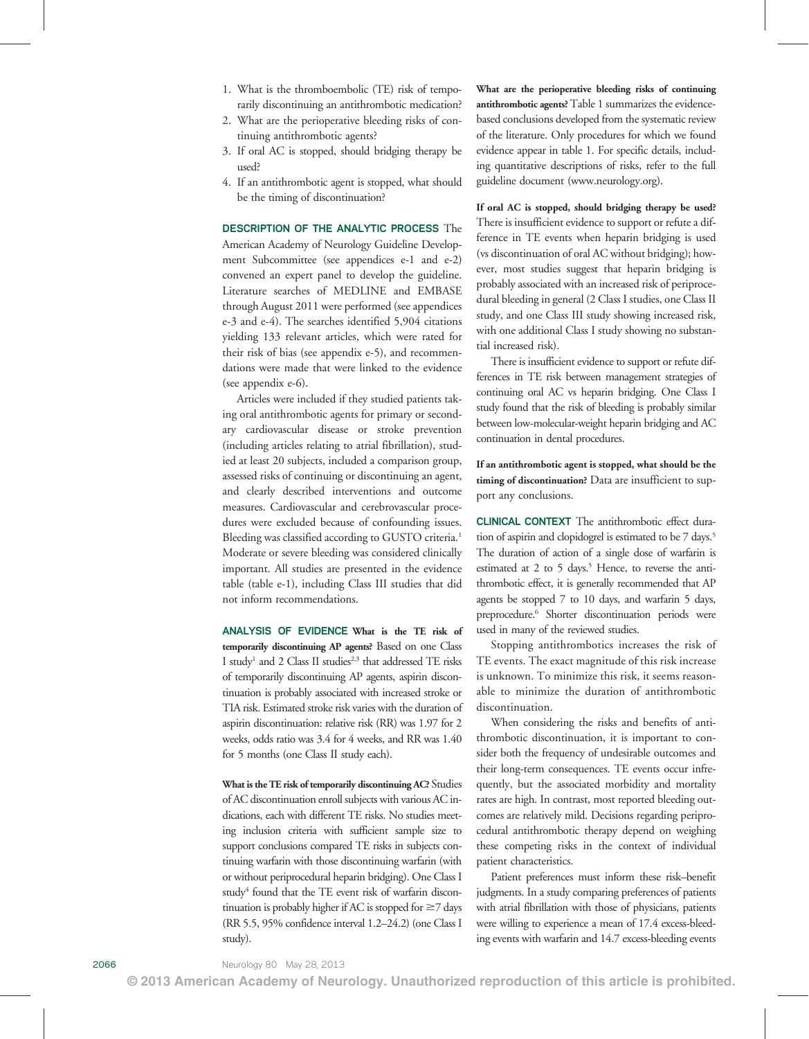1. What is the thromboembolic (TE) risk of temporarily discontinuing an antithrombotic medication?
2. What are the perioperative bleeding risks of continuing antithrombotic agents?
3. If oral AC is stopped, should bridging therapy be used?
4. If an antithrombotic agent is stopped, what should be the timing of discontinuation?

**DESCRIPTION OF THE ANALYTIC PROCESS** The American Academy of Neurology Guideline Development Subcommittee (see appendices e-1 and e-2) convened an expert panel to develop the guideline. Literature searches of MEDLINE and EMBASE through August 2011 were performed (see appendices e-3 and e-4). The searches identified 5,904 citations yielding 133 relevant articles, which were rated for their risk of bias (see appendix e-5), and recommendations were made that were linked to the evidence (see appendix e-6).

Articles were included if they studied patients taking oral antithrombotic agents for primary or secondary cardiovascular disease or stroke prevention (including articles relating to atrial fibrillation), studied at least 20 subjects, included a comparison group, assessed risks of continuing or discontinuing an agent, and clearly described interventions and outcome measures. Cardiovascular and cerebrovascular procedures were excluded because of confounding issues. Bleeding was classified according to GUSTO criteria.[1] Moderate or severe bleeding was considered clinically important. All studies are presented in the evidence table (table e-1), including Class III studies that did not inform recommendations.

**ANALYSIS OF EVIDENCE** **What is the TE risk of temporarily discontinuing AP agents?** Based on one Class I study[1] and 2 Class II studies[2,3] that addressed TE risks of temporarily discontinuing AP agents, aspirin discontinuation is probably associated with increased stroke or TIA risk. Estimated stroke risk varies with the duration of aspirin discontinuation: relative risk (RR) was 1.97 for 2 weeks, odds ratio was 3.4 for 4 weeks, and RR was 1.40 for 5 months (one Class II study each).

**What is the TE risk of temporarily discontinuing AC?** Studies of AC discontinuation enroll subjects with various AC indications, each with different TE risks. No studies meeting inclusion criteria with sufficient sample size to support conclusions compared TE risks in subjects continuing warfarin with those discontinuing warfarin (with or without periprocedural heparin bridging). One Class I study[4] found that the TE event risk of warfarin discontinuation is probably higher if AC is stopped for $\geq$7 days (RR 5.5, 95% confidence interval 1.2–24.2) (one Class I study).

**What are the perioperative bleeding risks of continuing antithrombotic agents?** Table 1 summarizes the evidence-based conclusions developed from the systematic review of the literature. Only procedures for which we found evidence appear in table 1. For specific details, including quantitative descriptions of risks, refer to the full guideline document (www.neurology.org).

**If oral AC is stopped, should bridging therapy be used?** There is insufficient evidence to support or refute a difference in TE events when heparin bridging is used (vs discontinuation of oral AC without bridging); however, most studies suggest that heparin bridging is probably associated with an increased risk of periprocedural bleeding in general (2 Class I studies, one Class II study, and one Class III study showing increased risk, with one additional Class I study showing no substantial increased risk).

There is insufficient evidence to support or refute differences in TE risk between management strategies of continuing oral AC vs heparin bridging. One Class I study found that the risk of bleeding is probably similar between low-molecular-weight heparin bridging and AC continuation in dental procedures.

**If an antithrombotic agent is stopped, what should be the timing of discontinuation?** Data are insufficient to support any conclusions.

**CLINICAL CONTEXT** The antithrombotic effect duration of aspirin and clopidogrel is estimated to be 7 days.[5] The duration of action of a single dose of warfarin is estimated at 2 to 5 days.[5] Hence, to reverse the antithrombotic effect, it is generally recommended that AP agents be stopped 7 to 10 days, and warfarin 5 days, preprocedure.[6] Shorter discontinuation periods were used in many of the reviewed studies.

Stopping antithrombotics increases the risk of TE events. The exact magnitude of this risk increase is unknown. To minimize this risk, it seems reasonable to minimize the duration of antithrombotic discontinuation.

When considering the risks and benefits of antithrombotic discontinuation, it is important to consider both the frequency of undesirable outcomes and their long-term consequences. TE events occur infrequently, but the associated morbidity and mortality rates are high. In contrast, most reported bleeding outcomes are relatively mild. Decisions regarding periprocedural antithrombotic therapy depend on weighing these competing risks in the context of individual patient characteristics.

Patient preferences must inform these risk–benefit judgments. In a study comparing preferences of patients with atrial fibrillation with those of physicians, patients were willing to experience a mean of 17.4 excess-bleeding events with warfarin and 14.7 excess-bleeding events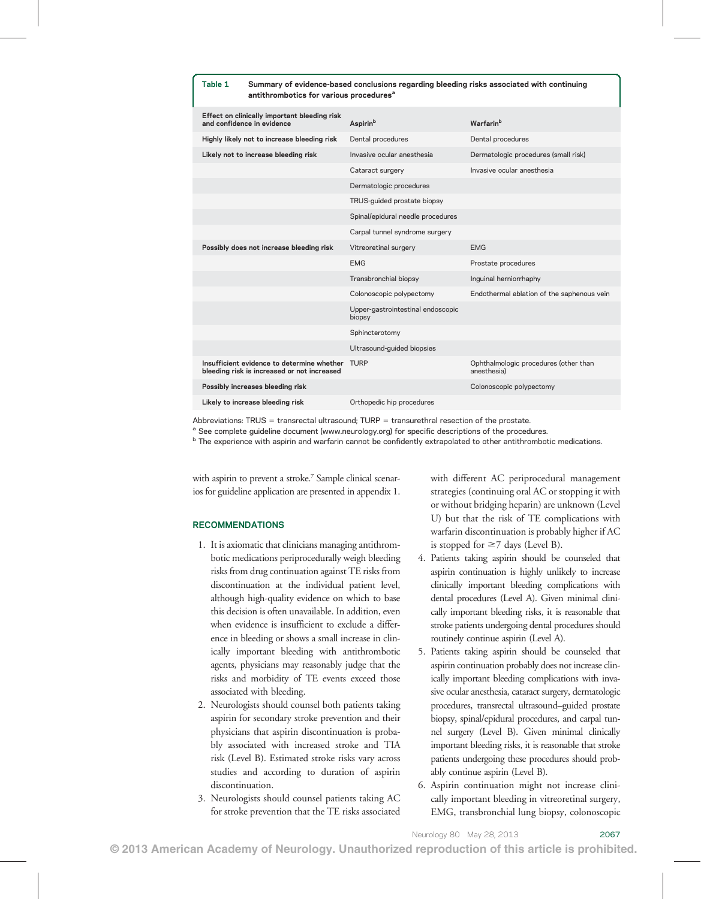**Table 1** Summary of evidence-based conclusions regarding bleeding risks associated with continuing antithrombotics for various procedures[a]

| Effect on clinically important bleeding risk and confidence in evidence | Aspirin[b] | Warfarin[b] |
|---|---|---|
| Highly likely not to increase bleeding risk | Dental procedures | Dental procedures |
| Likely not to increase bleeding risk | Invasive ocular anesthesia | Dermatologic procedures (small risk) |
| | Cataract surgery | Invasive ocular anesthesia |
| | Dermatologic procedures | |
| | TRUS-guided prostate biopsy | |
| | Spinal/epidural needle procedures | |
| | Carpal tunnel syndrome surgery | |
| Possibly does not increase bleeding risk | Vitreoretinal surgery | EMG |
| | EMG | Prostate procedures |
| | Transbronchial biopsy | Inguinal herniorrhaphy |
| | Colonoscopic polypectomy | Endothermal ablation of the saphenous vein |
| | Upper-gastrointestinal endoscopic biopsy | |
| | Sphincterotomy | |
| | Ultrasound-guided biopsies | |
| Insufficient evidence to determine whether bleeding risk is increased or not increased | TURP | Ophthalmologic procedures (other than anesthesia) |
| Possibly increases bleeding risk | | Colonoscopic polypectomy |
| Likely to increase bleeding risk | Orthopedic hip procedures | |

Abbreviations: TRUS = transrectal ultrasound; TURP = transurethral resection of the prostate.

[a] See complete guideline document (www.neurology.org) for specific descriptions of the procedures.

[b] The experience with aspirin and warfarin cannot be confidently extrapolated to other antithrombotic medications.

with aspirin to prevent a stroke.[7] Sample clinical scenarios for guideline application are presented in appendix 1.

## RECOMMENDATIONS

1. It is axiomatic that clinicians managing antithrombotic medications periprocedurally weigh bleeding risks from drug continuation against TE risks from discontinuation at the individual patient level, although high-quality evidence on which to base this decision is often unavailable. In addition, even when evidence is insufficient to exclude a difference in bleeding or shows a small increase in clinically important bleeding with antithrombotic agents, physicians may reasonably judge that the risks and morbidity of TE events exceed those associated with bleeding.
2. Neurologists should counsel both patients taking aspirin for secondary stroke prevention and their physicians that aspirin discontinuation is probably associated with increased stroke and TIA risk (Level B). Estimated stroke risks vary across studies and according to duration of aspirin discontinuation.
3. Neurologists should counsel patients taking AC for stroke prevention that the TE risks associated with different AC periprocedural management strategies (continuing oral AC or stopping it with or without bridging heparin) are unknown (Level U) but that the risk of TE complications with warfarin discontinuation is probably higher if AC is stopped for ≥7 days (Level B).
4. Patients taking aspirin should be counseled that aspirin continuation is highly unlikely to increase clinically important bleeding complications with dental procedures (Level A). Given minimal clinically important bleeding risks, it is reasonable that stroke patients undergoing dental procedures should routinely continue aspirin (Level A).
5. Patients taking aspirin should be counseled that aspirin continuation probably does not increase clinically important bleeding complications with invasive ocular anesthesia, cataract surgery, dermatologic procedures, transrectal ultrasound–guided prostate biopsy, spinal/epidural procedures, and carpal tunnel surgery (Level B). Given minimal clinically important bleeding risks, it is reasonable that stroke patients undergoing these procedures should probably continue aspirin (Level B).
6. Aspirin continuation might not increase clinically important bleeding in vitreoretinal surgery, EMG, transbronchial lung biopsy, colonoscopic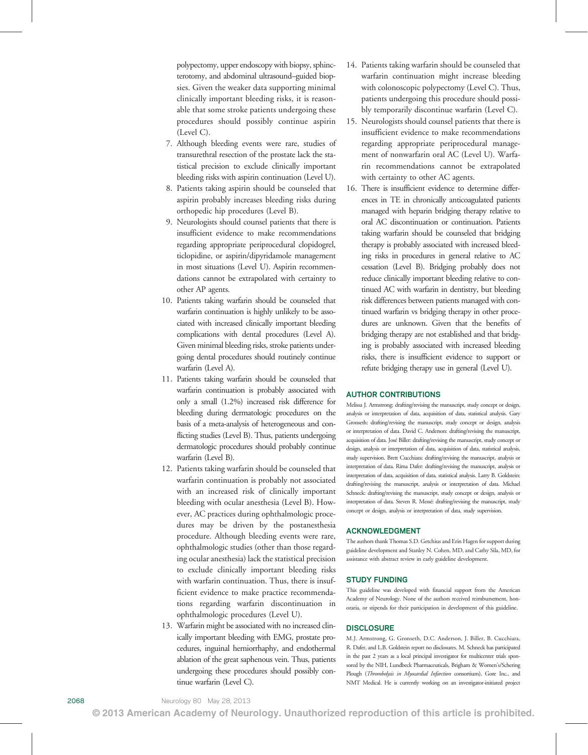polypectomy, upper endoscopy with biopsy, sphincterotomy, and abdominal ultrasound–guided biopsies. Given the weaker data supporting minimal clinically important bleeding risks, it is reasonable that some stroke patients undergoing these procedures should possibly continue aspirin (Level C).

7. Although bleeding events were rare, studies of transurethral resection of the prostate lack the statistical precision to exclude clinically important bleeding risks with aspirin continuation (Level U).
8. Patients taking aspirin should be counseled that aspirin probably increases bleeding risks during orthopedic hip procedures (Level B).
9. Neurologists should counsel patients that there is insufficient evidence to make recommendations regarding appropriate periprocedural clopidogrel, ticlopidine, or aspirin/dipyridamole management in most situations (Level U). Aspirin recommendations cannot be extrapolated with certainty to other AP agents.
10. Patients taking warfarin should be counseled that warfarin continuation is highly unlikely to be associated with increased clinically important bleeding complications with dental procedures (Level A). Given minimal bleeding risks, stroke patients undergoing dental procedures should routinely continue warfarin (Level A).
11. Patients taking warfarin should be counseled that warfarin continuation is probably associated with only a small (1.2%) increased risk difference for bleeding during dermatologic procedures on the basis of a meta-analysis of heterogeneous and conflicting studies (Level B). Thus, patients undergoing dermatologic procedures should probably continue warfarin (Level B).
12. Patients taking warfarin should be counseled that warfarin continuation is probably not associated with an increased risk of clinically important bleeding with ocular anesthesia (Level B). However, AC practices during ophthalmologic procedures may be driven by the postanesthesia procedure. Although bleeding events were rare, ophthalmologic studies (other than those regarding ocular anesthesia) lack the statistical precision to exclude clinically important bleeding risks with warfarin continuation. Thus, there is insufficient evidence to make practice recommendations regarding warfarin discontinuation in ophthalmologic procedures (Level U).
13. Warfarin might be associated with no increased clinically important bleeding with EMG, prostate procedures, inguinal herniorrhaphy, and endothermal ablation of the great saphenous vein. Thus, patients undergoing these procedures should possibly continue warfarin (Level C).
14. Patients taking warfarin should be counseled that warfarin continuation might increase bleeding with colonoscopic polypectomy (Level C). Thus, patients undergoing this procedure should possibly temporarily discontinue warfarin (Level C).
15. Neurologists should counsel patients that there is insufficient evidence to make recommendations regarding appropriate periprocedural management of nonwarfarin oral AC (Level U). Warfarin recommendations cannot be extrapolated with certainty to other AC agents.
16. There is insufficient evidence to determine differences in TE in chronically anticoagulated patients managed with heparin bridging therapy relative to oral AC discontinuation or continuation. Patients taking warfarin should be counseled that bridging therapy is probably associated with increased bleeding risks in procedures in general relative to AC cessation (Level B). Bridging probably does not reduce clinically important bleeding relative to continued AC with warfarin in dentistry, but bleeding risk differences between patients managed with continued warfarin vs bridging therapy in other procedures are unknown. Given that the benefits of bridging therapy are not established and that bridging is probably associated with increased bleeding risks, there is insufficient evidence to support or refute bridging therapy use in general (Level U).

## AUTHOR CONTRIBUTIONS

Melissa J. Armstrong: drafting/revising the manuscript, study concept or design, analysis or interpretation of data, acquisition of data, statistical analysis. Gary Gronseth: drafting/revising the manuscript, study concept or design, analysis or interpretation of data. David C. Anderson: drafting/revising the manuscript, acquisition of data. José Biller: drafting/revising the manuscript, study concept or design, analysis or interpretation of data, acquisition of data, statistical analysis, study supervision. Brett Cucchiara: drafting/revising the manuscript, analysis or interpretation of data. Rima Dafer: drafting/revising the manuscript, analysis or interpretation of data, acquisition of data, statistical analysis. Larry B. Goldstein: drafting/revising the manuscript, analysis or interpretation of data. Michael Schneck: drafting/revising the manuscript, study concept or design, analysis or interpretation of data. Steven R. Messé: drafting/revising the manuscript, study concept or design, analysis or interpretation of data, study supervision.

## ACKNOWLEDGMENT

The authors thank Thomas S.D. Getchius and Erin Hagen for support during guideline development and Stanley N. Cohen, MD, and Cathy Sila, MD, for assistance with abstract review in early guideline development.

## STUDY FUNDING

This guideline was developed with financial support from the American Academy of Neurology. None of the authors received reimbursement, honoraria, or stipends for their participation in development of this guideline.

## DISCLOSURE

M.J. Armstrong, G. Gronseth, D.C. Anderson, J. Biller, B. Cucchiara, R. Dafer, and L.B. Goldstein report no disclosures. M. Schneck has participated in the past 2 years as a local principal investigator for multicenter trials sponsored by the NIH, Lundbeck Pharmaceuticals, Brigham & Women's/Schering Plough (*Thrombolysis in Myocardial Infarction* consortium), Gore Inc., and NMT Medical. He is currently working on an investigator-initiated project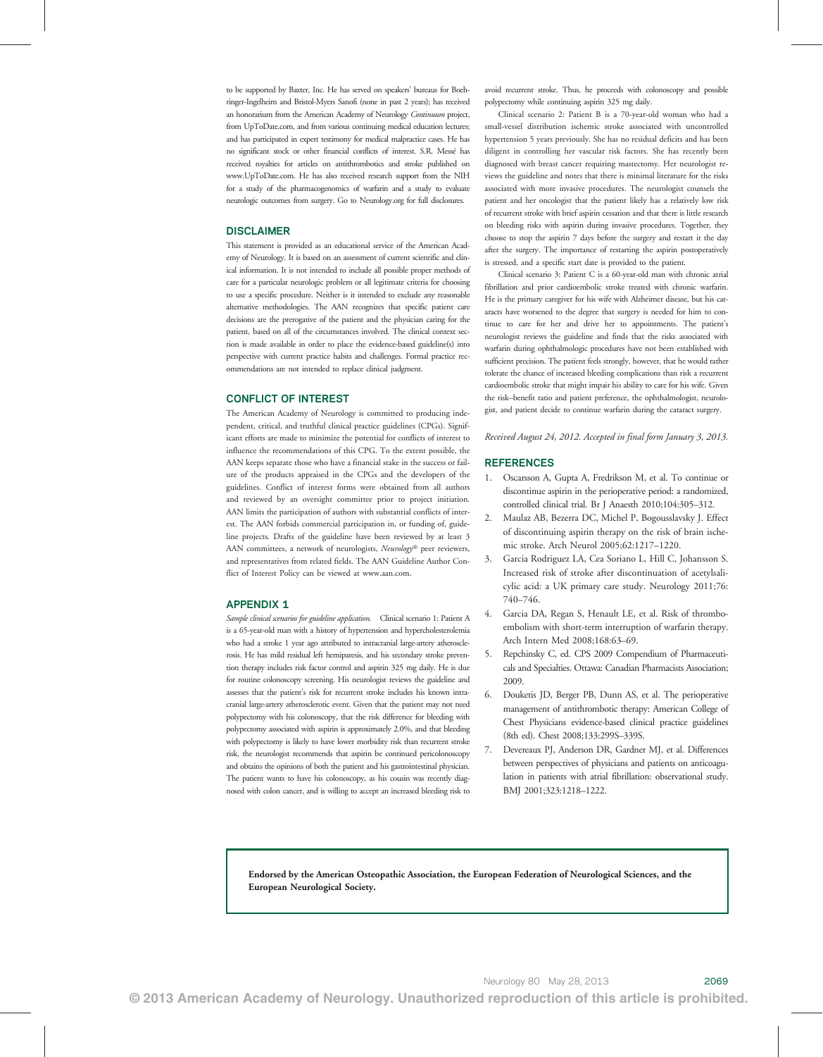to be supported by Baxter, Inc. He has served on speakers' bureaus for Boehringer-Ingelheim and Bristol-Myers Sanofi (none in past 2 years); has received an honorarium from the American Academy of Neurology *Continuum* project, from UpToDate.com, and from various continuing medical education lectures; and has participated in expert testimony for medical malpractice cases. He has no significant stock or other financial conflicts of interest. S.R. Messé has received royalties for articles on antithrombotics and stroke published on www.UpToDate.com. He has also received research support from the NIH for a study of the pharmacogenomics of warfarin and a study to evaluate neurologic outcomes from surgery. Go to Neurology.org for full disclosures.

## DISCLAIMER

This statement is provided as an educational service of the American Academy of Neurology. It is based on an assessment of current scientific and clinical information. It is not intended to include all possible proper methods of care for a particular neurologic problem or all legitimate criteria for choosing to use a specific procedure. Neither is it intended to exclude any reasonable alternative methodologies. The AAN recognizes that specific patient care decisions are the prerogative of the patient and the physician caring for the patient, based on all of the circumstances involved. The clinical context section is made available in order to place the evidence-based guideline(s) into perspective with current practice habits and challenges. Formal practice recommendations are not intended to replace clinical judgment.

## CONFLICT OF INTEREST

The American Academy of Neurology is committed to producing independent, critical, and truthful clinical practice guidelines (CPGs). Significant efforts are made to minimize the potential for conflicts of interest to influence the recommendations of this CPG. To the extent possible, the AAN keeps separate those who have a financial stake in the success or failure of the products appraised in the CPGs and the developers of the guidelines. Conflict of interest forms were obtained from all authors and reviewed by an oversight committee prior to project initiation. AAN limits the participation of authors with substantial conflicts of interest. The AAN forbids commercial participation in, or funding of, guideline projects. Drafts of the guideline have been reviewed by at least 3 AAN committees, a network of neurologists, *Neurology*® peer reviewers, and representatives from related fields. The AAN Guideline Author Conflict of Interest Policy can be viewed at www.aan.com.

## APPENDIX 1

*Sample clinical scenarios for guideline application.* Clinical scenario 1: Patient A is a 65-year-old man with a history of hypertension and hypercholesterolemia who had a stroke 1 year ago attributed to intracranial large-artery atherosclerosis. He has mild residual left hemiparesis, and his secondary stroke prevention therapy includes risk factor control and aspirin 325 mg daily. He is due for routine colonoscopy screening. His neurologist reviews the guideline and assesses that the patient's risk for recurrent stroke includes his known intracranial large-artery atherosclerotic event. Given that the patient may not need polypectomy with his colonoscopy, that the risk difference for bleeding with polypectomy associated with aspirin is approximately 2.0%, and that bleeding with polypectomy is likely to have lower morbidity risk than recurrent stroke risk, the neurologist recommends that aspirin be continued pericolonoscopy and obtains the opinions of both the patient and his gastrointestinal physician. The patient wants to have his colonoscopy, as his cousin was recently diagnosed with colon cancer, and is willing to accept an increased bleeding risk to avoid recurrent stroke. Thus, he proceeds with colonoscopy and possible polypectomy while continuing aspirin 325 mg daily.

Clinical scenario 2: Patient B is a 70-year-old woman who had a small-vessel distribution ischemic stroke associated with uncontrolled hypertension 5 years previously. She has no residual deficits and has been diligent in controlling her vascular risk factors. She has recently been diagnosed with breast cancer requiring mastectomy. Her neurologist reviews the guideline and notes that there is minimal literature for the risks associated with more invasive procedures. The neurologist counsels the patient and her oncologist that the patient likely has a relatively low risk of recurrent stroke with brief aspirin cessation and that there is little research on bleeding risks with aspirin during invasive procedures. Together, they choose to stop the aspirin 7 days before the surgery and restart it the day after the surgery. The importance of restarting the aspirin postoperatively is stressed, and a specific start date is provided to the patient.

Clinical scenario 3: Patient C is a 60-year-old man with chronic atrial fibrillation and prior cardioembolic stroke treated with chronic warfarin. He is the primary caregiver for his wife with Alzheimer disease, but his cataracts have worsened to the degree that surgery is needed for him to continue to care for her and drive her to appointments. The patient's neurologist reviews the guideline and finds that the risks associated with warfarin during ophthalmologic procedures have not been established with sufficient precision. The patient feels strongly, however, that he would rather tolerate the chance of increased bleeding complications than risk a recurrent cardioembolic stroke that might impair his ability to care for his wife. Given the risk–benefit ratio and patient preference, the ophthalmologist, neurologist, and patient decide to continue warfarin during the cataract surgery.

*Received August 24, 2012. Accepted in final form January 3, 2013.*

## REFERENCES

1. Oscarsson A, Gupta A, Fredrikson M, et al. To continue or discontinue aspirin in the perioperative period: a randomized, controlled clinical trial. Br J Anaesth 2010;104:305–312.
2. Maulaz AB, Bezerra DC, Michel P, Bogousslavsky J. Effect of discontinuing aspirin therapy on the risk of brain ischemic stroke. Arch Neurol 2005;62:1217–1220.
3. Garcia Rodriguez LA, Cea Soriano L, Hill C, Johansson S. Increased risk of stroke after discontinuation of acetylsalicylic acid: a UK primary care study. Neurology 2011;76: 740–746.
4. Garcia DA, Regan S, Henault LE, et al. Risk of thromboembolism with short-term interruption of warfarin therapy. Arch Intern Med 2008;168:63–69.
5. Repchinsky C, ed. CPS 2009 Compendium of Pharmaceuticals and Specialties. Ottawa: Canadian Pharmacists Association; 2009.
6. Douketis JD, Berger PB, Dunn AS, et al. The perioperative management of antithrombotic therapy: American College of Chest Physicians evidence-based clinical practice guidelines (8th ed). Chest 2008;133:299S–339S.
7. Devereaux PJ, Anderson DR, Gardner MJ, et al. Differences between perspectives of physicians and patients on anticoagulation in patients with atrial fibrillation: observational study. BMJ 2001;323:1218–1222.

**Endorsed by the American Osteopathic Association, the European Federation of Neurological Sciences, and the European Neurological Society.**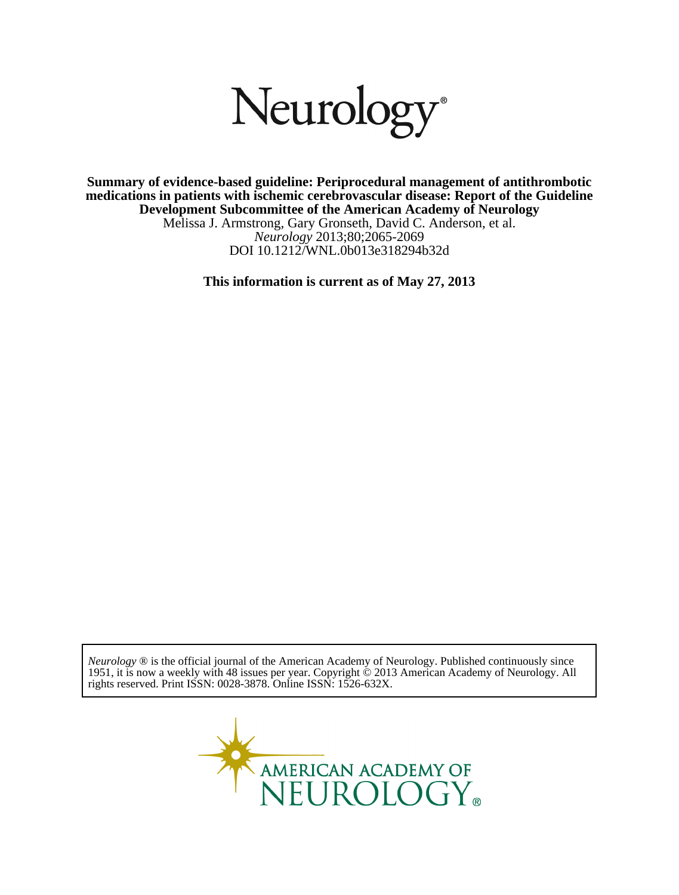# Neurology®

**Summary of evidence-based guideline: Periprocedural management of antithrombotic medications in patients with ischemic cerebrovascular disease: Report of the Guideline Development Subcommittee of the American Academy of Neurology**

Melissa J. Armstrong, Gary Gronseth, David C. Anderson, et al.

*Neurology* 2013;80;2065-2069

DOI 10.1212/WNL.0b013e318294b32d

**This information is current as of May 27, 2013**

*Neurology* ® is the official journal of the American Academy of Neurology. Published continuously since 1951, it is now a weekly with 48 issues per year. Copyright © 2013 American Academy of Neurology. All rights reserved. Print ISSN: 0028-3878. Online ISSN: 1526-632X.

AMERICAN ACADEMY OF NEUROLOGY®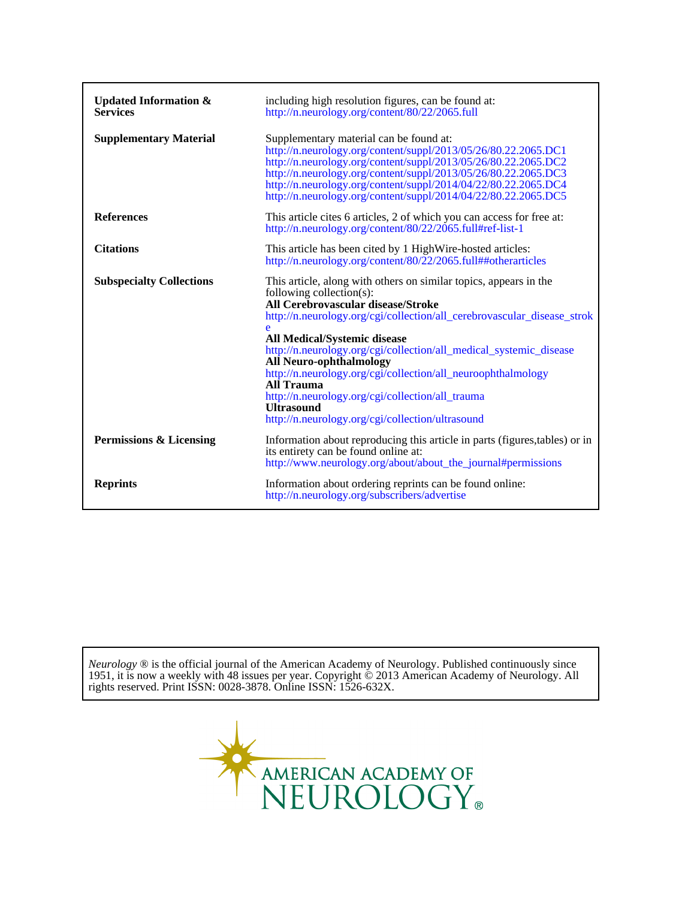| | |
|---|---|
| **Updated Information & Services** | including high resolution figures, can be found at: http://n.neurology.org/content/80/22/2065.full |
| **Supplementary Material** | Supplementary material can be found at: http://n.neurology.org/content/suppl/2013/05/26/80.22.2065.DC1 http://n.neurology.org/content/suppl/2013/05/26/80.22.2065.DC2 http://n.neurology.org/content/suppl/2013/05/26/80.22.2065.DC3 http://n.neurology.org/content/suppl/2014/04/22/80.22.2065.DC4 http://n.neurology.org/content/suppl/2014/04/22/80.22.2065.DC5 |
| **References** | This article cites 6 articles, 2 of which you can access for free at: http://n.neurology.org/content/80/22/2065.full#ref-list-1 |
| **Citations** | This article has been cited by 1 HighWire-hosted articles: http://n.neurology.org/content/80/22/2065.full##otherarticles |
| **Subspecialty Collections** | This article, along with others on similar topics, appears in the following collection(s): **All Cerebrovascular disease/Stroke** http://n.neurology.org/cgi/collection/all_cerebrovascular_disease_stroke **All Medical/Systemic disease** http://n.neurology.org/cgi/collection/all_medical_systemic_disease **All Neuro-ophthalmology** http://n.neurology.org/cgi/collection/all_neuroophthalmology **All Trauma** http://n.neurology.org/cgi/collection/all_trauma **Ultrasound** http://n.neurology.org/cgi/collection/ultrasound |
| **Permissions & Licensing** | Information about reproducing this article in parts (figures,tables) or in its entirety can be found online at: http://www.neurology.org/about/about_the_journal#permissions |
| **Reprints** | Information about ordering reprints can be found online: http://n.neurology.org/subscribers/advertise |

*Neurology* ® is the official journal of the American Academy of Neurology. Published continuously since 1951, it is now a weekly with 48 issues per year. Copyright © 2013 American Academy of Neurology. All rights reserved. Print ISSN: 0028-3878. Online ISSN: 1526-632X.

AMERICAN ACADEMY OF NEUROLOGY®